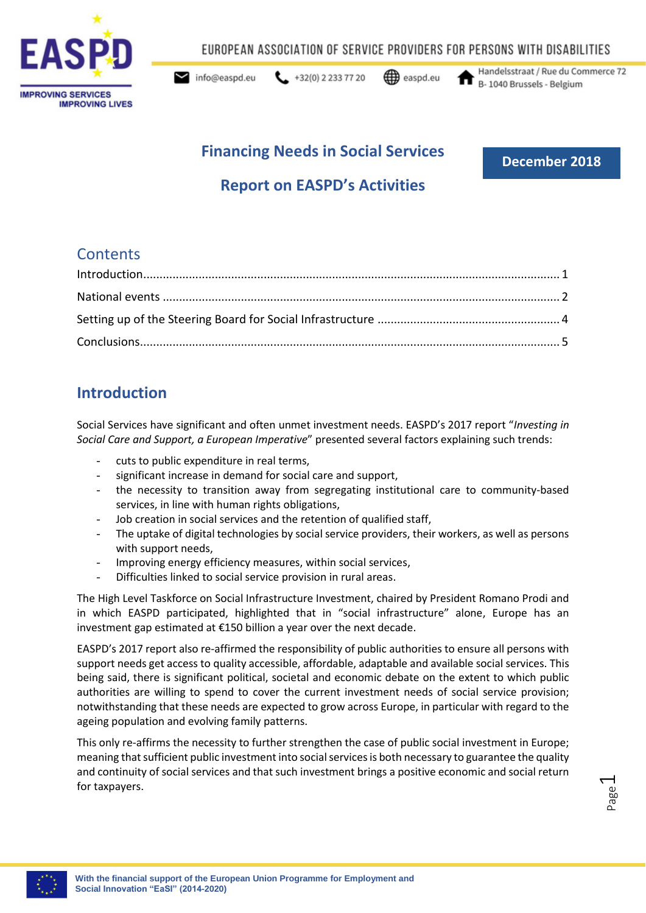# Financing Needs in Social Services

## Report on EASPD's Activities

**December 2018**

## Contents

Introduction .................................................................................. 1

National events .................................................................................. 2

Setting up of the Steering Board for Social Infrastructure ..................................... 4

Conclusions .................................................................................. 5

## Introduction

Social Services have significant and often unmet investment needs. EASPD's 2017 report "*Investing in Social Care and Support, a European Imperative*" presented several factors explaining such trends:

- cuts to public expenditure in real terms,
- significant increase in demand for social care and support,
- the necessity to transition away from segregating institutional care to community-based services, in line with human rights obligations,
- Job creation in social services and the retention of qualified staff,
- The uptake of digital technologies by social service providers, their workers, as well as persons with support needs,
- Improving energy efficiency measures, within social services,
- Difficulties linked to social service provision in rural areas.

The High Level Taskforce on Social Infrastructure Investment, chaired by President Romano Prodi and in which EASPD participated, highlighted that in "social infrastructure" alone, Europe has an investment gap estimated at €150 billion a year over the next decade.

EASPD's 2017 report also re-affirmed the responsibility of public authorities to ensure all persons with support needs get access to quality accessible, affordable, adaptable and available social services. This being said, there is significant political, societal and economic debate on the extent to which public authorities are willing to spend to cover the current investment needs of social service provision; notwithstanding that these needs are expected to grow across Europe, in particular with regard to the ageing population and evolving family patterns.

This only re-affirms the necessity to further strengthen the case of public social investment in Europe; meaning that sufficient public investment into social services is both necessary to guarantee the quality and continuity of social services and that such investment brings a positive economic and social return for taxpayers.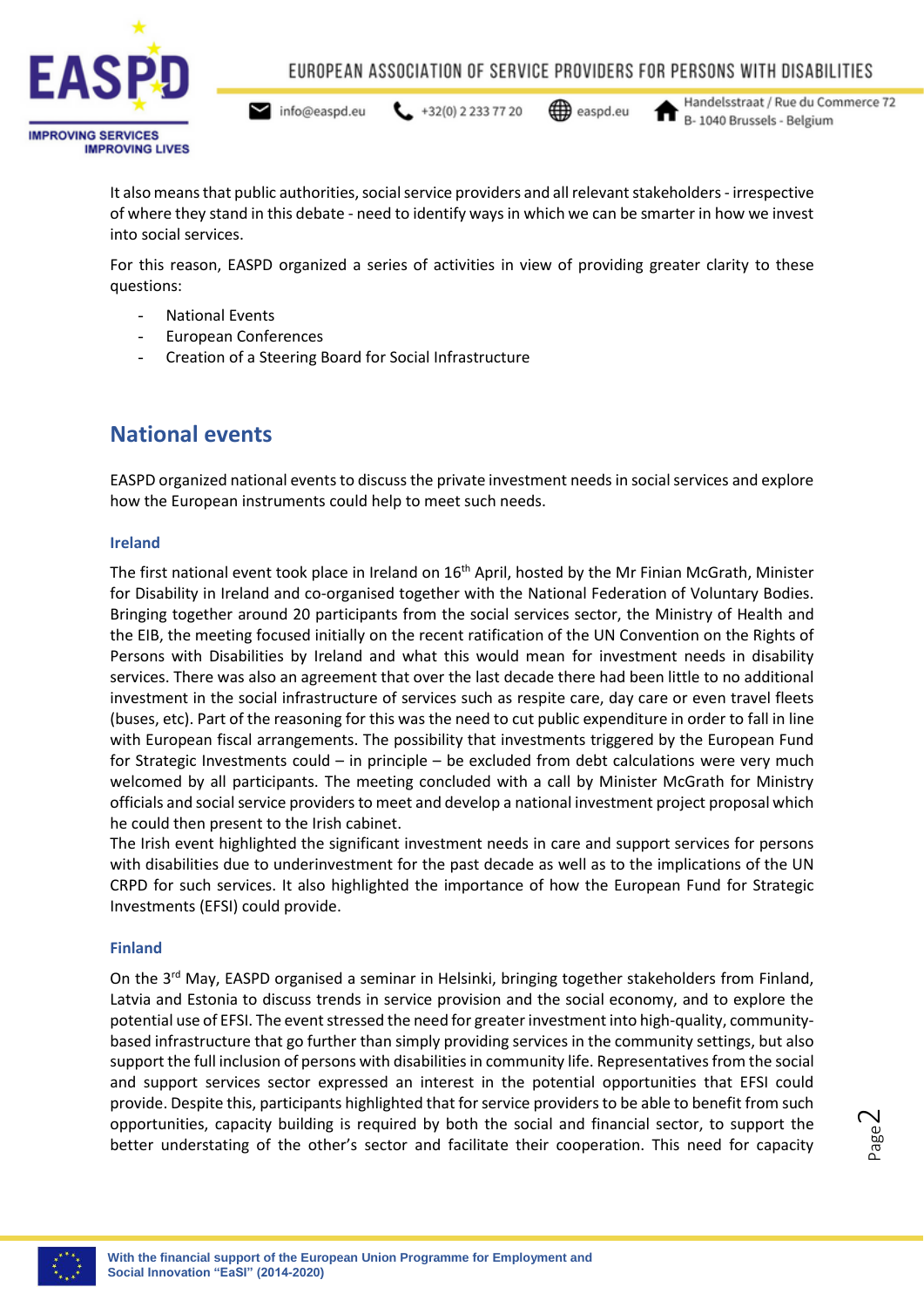It also means that public authorities, social service providers and all relevant stakeholders - irrespective of where they stand in this debate - need to identify ways in which we can be smarter in how we invest into social services.

For this reason, EASPD organized a series of activities in view of providing greater clarity to these questions:

- National Events
- European Conferences
- Creation of a Steering Board for Social Infrastructure

## National events

EASPD organized national events to discuss the private investment needs in social services and explore how the European instruments could help to meet such needs.

### Ireland

The first national event took place in Ireland on 16th April, hosted by the Mr Finian McGrath, Minister for Disability in Ireland and co-organised together with the National Federation of Voluntary Bodies. Bringing together around 20 participants from the social services sector, the Ministry of Health and the EIB, the meeting focused initially on the recent ratification of the UN Convention on the Rights of Persons with Disabilities by Ireland and what this would mean for investment needs in disability services. There was also an agreement that over the last decade there had been little to no additional investment in the social infrastructure of services such as respite care, day care or even travel fleets (buses, etc). Part of the reasoning for this was the need to cut public expenditure in order to fall in line with European fiscal arrangements. The possibility that investments triggered by the European Fund for Strategic Investments could – in principle – be excluded from debt calculations were very much welcomed by all participants. The meeting concluded with a call by Minister McGrath for Ministry officials and social service providers to meet and develop a national investment project proposal which he could then present to the Irish cabinet.

The Irish event highlighted the significant investment needs in care and support services for persons with disabilities due to underinvestment for the past decade as well as to the implications of the UN CRPD for such services. It also highlighted the importance of how the European Fund for Strategic Investments (EFSI) could provide.

### Finland

On the 3rd May, EASPD organised a seminar in Helsinki, bringing together stakeholders from Finland, Latvia and Estonia to discuss trends in service provision and the social economy, and to explore the potential use of EFSI. The event stressed the need for greater investment into high-quality, community-based infrastructure that go further than simply providing services in the community settings, but also support the full inclusion of persons with disabilities in community life. Representatives from the social and support services sector expressed an interest in the potential opportunities that EFSI could provide. Despite this, participants highlighted that for service providers to be able to benefit from such opportunities, capacity building is required by both the social and financial sector, to support the better understating of the other's sector and facilitate their cooperation. This need for capacity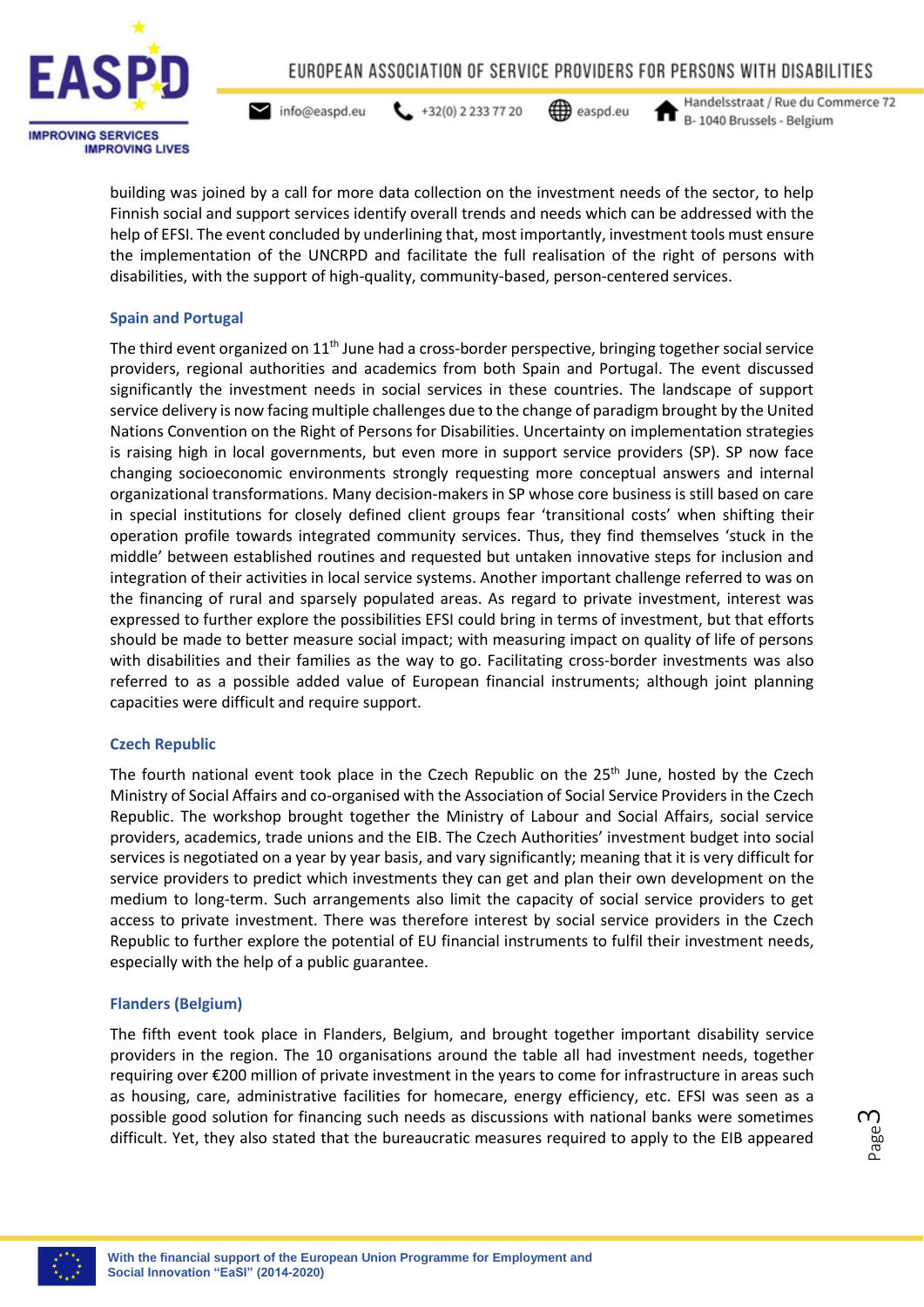building was joined by a call for more data collection on the investment needs of the sector, to help Finnish social and support services identify overall trends and needs which can be addressed with the help of EFSI. The event concluded by underlining that, most importantly, investment tools must ensure the implementation of the UNCRPD and facilitate the full realisation of the right of persons with disabilities, with the support of high-quality, community-based, person-centered services.

### Spain and Portugal

The third event organized on 11th June had a cross-border perspective, bringing together social service providers, regional authorities and academics from both Spain and Portugal. The event discussed significantly the investment needs in social services in these countries. The landscape of support service delivery is now facing multiple challenges due to the change of paradigm brought by the United Nations Convention on the Right of Persons for Disabilities. Uncertainty on implementation strategies is raising high in local governments, but even more in support service providers (SP). SP now face changing socioeconomic environments strongly requesting more conceptual answers and internal organizational transformations. Many decision-makers in SP whose core business is still based on care in special institutions for closely defined client groups fear 'transitional costs' when shifting their operation profile towards integrated community services. Thus, they find themselves 'stuck in the middle' between established routines and requested but untaken innovative steps for inclusion and integration of their activities in local service systems. Another important challenge referred to was on the financing of rural and sparsely populated areas. As regard to private investment, interest was expressed to further explore the possibilities EFSI could bring in terms of investment, but that efforts should be made to better measure social impact; with measuring impact on quality of life of persons with disabilities and their families as the way to go. Facilitating cross-border investments was also referred to as a possible added value of European financial instruments; although joint planning capacities were difficult and require support.

### Czech Republic

The fourth national event took place in the Czech Republic on the 25th June, hosted by the Czech Ministry of Social Affairs and co-organised with the Association of Social Service Providers in the Czech Republic. The workshop brought together the Ministry of Labour and Social Affairs, social service providers, academics, trade unions and the EIB. The Czech Authorities' investment budget into social services is negotiated on a year by year basis, and vary significantly; meaning that it is very difficult for service providers to predict which investments they can get and plan their own development on the medium to long-term. Such arrangements also limit the capacity of social service providers to get access to private investment. There was therefore interest by social service providers in the Czech Republic to further explore the potential of EU financial instruments to fulfil their investment needs, especially with the help of a public guarantee.

### Flanders (Belgium)

The fifth event took place in Flanders, Belgium, and brought together important disability service providers in the region. The 10 organisations around the table all had investment needs, together requiring over €200 million of private investment in the years to come for infrastructure in areas such as housing, care, administrative facilities for homecare, energy efficiency, etc. EFSI was seen as a possible good solution for financing such needs as discussions with national banks were sometimes difficult. Yet, they also stated that the bureaucratic measures required to apply to the EIB appeared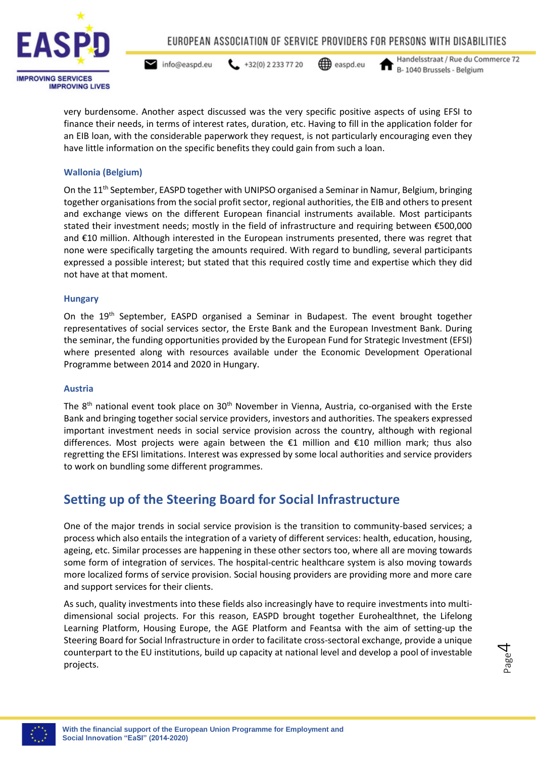very burdensome. Another aspect discussed was the very specific positive aspects of using EFSI to finance their needs, in terms of interest rates, duration, etc. Having to fill in the application folder for an EIB loan, with the considerable paperwork they request, is not particularly encouraging even they have little information on the specific benefits they could gain from such a loan.

### Wallonia (Belgium)

On the 11th September, EASPD together with UNIPSO organised a Seminar in Namur, Belgium, bringing together organisations from the social profit sector, regional authorities, the EIB and others to present and exchange views on the different European financial instruments available. Most participants stated their investment needs; mostly in the field of infrastructure and requiring between €500,000 and €10 million. Although interested in the European instruments presented, there was regret that none were specifically targeting the amounts required. With regard to bundling, several participants expressed a possible interest; but stated that this required costly time and expertise which they did not have at that moment.

### Hungary

On the 19th September, EASPD organised a Seminar in Budapest. The event brought together representatives of social services sector, the Erste Bank and the European Investment Bank. During the seminar, the funding opportunities provided by the European Fund for Strategic Investment (EFSI) where presented along with resources available under the Economic Development Operational Programme between 2014 and 2020 in Hungary.

### Austria

The 8th national event took place on 30th November in Vienna, Austria, co-organised with the Erste Bank and bringing together social service providers, investors and authorities. The speakers expressed important investment needs in social service provision across the country, although with regional differences. Most projects were again between the €1 million and €10 million mark; thus also regretting the EFSI limitations. Interest was expressed by some local authorities and service providers to work on bundling some different programmes.

## Setting up of the Steering Board for Social Infrastructure

One of the major trends in social service provision is the transition to community-based services; a process which also entails the integration of a variety of different services: health, education, housing, ageing, etc. Similar processes are happening in these other sectors too, where all are moving towards some form of integration of services. The hospital-centric healthcare system is also moving towards more localized forms of service provision. Social housing providers are providing more and more care and support services for their clients.

As such, quality investments into these fields also increasingly have to require investments into multi-dimensional social projects. For this reason, EASPD brought together Eurohealthnet, the Lifelong Learning Platform, Housing Europe, the AGE Platform and Feantsa with the aim of setting-up the Steering Board for Social Infrastructure in order to facilitate cross-sectoral exchange, provide a unique counterpart to the EU institutions, build up capacity at national level and develop a pool of investable projects.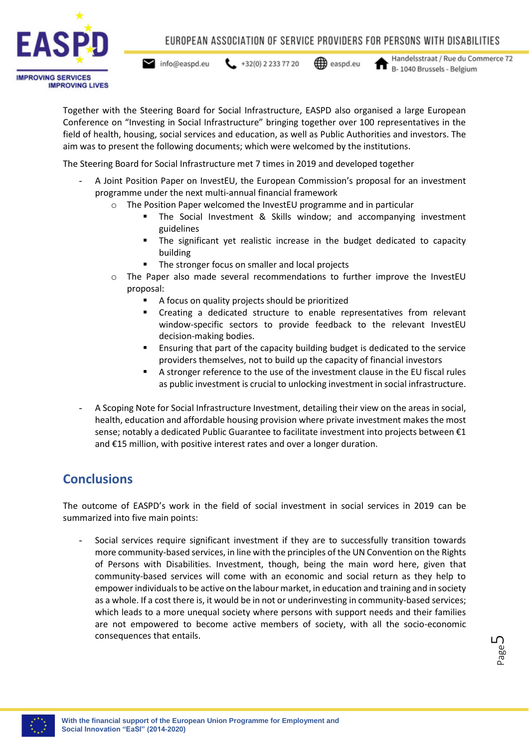Together with the Steering Board for Social Infrastructure, EASPD also organised a large European Conference on "Investing in Social Infrastructure" bringing together over 100 representatives in the field of health, housing, social services and education, as well as Public Authorities and investors. The aim was to present the following documents; which were welcomed by the institutions.

The Steering Board for Social Infrastructure met 7 times in 2019 and developed together

- A Joint Position Paper on InvestEU, the European Commission's proposal for an investment programme under the next multi-annual financial framework
  - The Position Paper welcomed the InvestEU programme and in particular
    - The Social Investment & Skills window; and accompanying investment guidelines
    - The significant yet realistic increase in the budget dedicated to capacity building
    - The stronger focus on smaller and local projects
  - The Paper also made several recommendations to further improve the InvestEU proposal:
    - A focus on quality projects should be prioritized
    - Creating a dedicated structure to enable representatives from relevant window-specific sectors to provide feedback to the relevant InvestEU decision-making bodies.
    - Ensuring that part of the capacity building budget is dedicated to the service providers themselves, not to build up the capacity of financial investors
    - A stronger reference to the use of the investment clause in the EU fiscal rules as public investment is crucial to unlocking investment in social infrastructure.

- A Scoping Note for Social Infrastructure Investment, detailing their view on the areas in social, health, education and affordable housing provision where private investment makes the most sense; notably a dedicated Public Guarantee to facilitate investment into projects between €1 and €15 million, with positive interest rates and over a longer duration.

## Conclusions

The outcome of EASPD's work in the field of social investment in social services in 2019 can be summarized into five main points:

- Social services require significant investment if they are to successfully transition towards more community-based services, in line with the principles of the UN Convention on the Rights of Persons with Disabilities. Investment, though, being the main word here, given that community-based services will come with an economic and social return as they help to empower individuals to be active on the labour market, in education and training and in society as a whole. If a cost there is, it would be in not or underinvesting in community-based services; which leads to a more unequal society where persons with support needs and their families are not empowered to become active members of society, with all the socio-economic consequences that entails.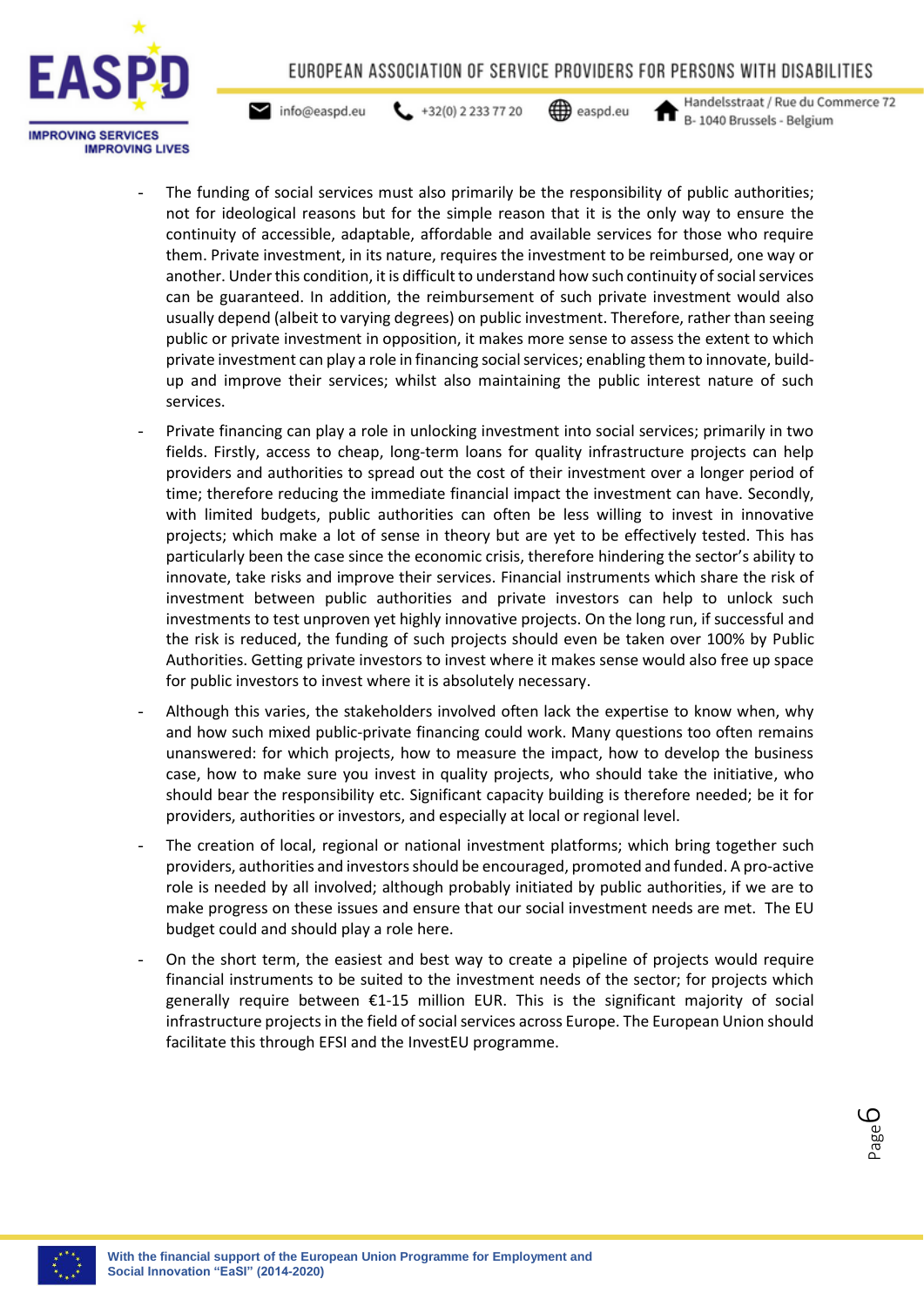- The funding of social services must also primarily be the responsibility of public authorities; not for ideological reasons but for the simple reason that it is the only way to ensure the continuity of accessible, adaptable, affordable and available services for those who require them. Private investment, in its nature, requires the investment to be reimbursed, one way or another. Under this condition, it is difficult to understand how such continuity of social services can be guaranteed. In addition, the reimbursement of such private investment would also usually depend (albeit to varying degrees) on public investment. Therefore, rather than seeing public or private investment in opposition, it makes more sense to assess the extent to which private investment can play a role in financing social services; enabling them to innovate, build-up and improve their services; whilst also maintaining the public interest nature of such services.
- Private financing can play a role in unlocking investment into social services; primarily in two fields. Firstly, access to cheap, long-term loans for quality infrastructure projects can help providers and authorities to spread out the cost of their investment over a longer period of time; therefore reducing the immediate financial impact the investment can have. Secondly, with limited budgets, public authorities can often be less willing to invest in innovative projects; which make a lot of sense in theory but are yet to be effectively tested. This has particularly been the case since the economic crisis, therefore hindering the sector's ability to innovate, take risks and improve their services. Financial instruments which share the risk of investment between public authorities and private investors can help to unlock such investments to test unproven yet highly innovative projects. On the long run, if successful and the risk is reduced, the funding of such projects should even be taken over 100% by Public Authorities. Getting private investors to invest where it makes sense would also free up space for public investors to invest where it is absolutely necessary.
- Although this varies, the stakeholders involved often lack the expertise to know when, why and how such mixed public-private financing could work. Many questions too often remains unanswered: for which projects, how to measure the impact, how to develop the business case, how to make sure you invest in quality projects, who should take the initiative, who should bear the responsibility etc. Significant capacity building is therefore needed; be it for providers, authorities or investors, and especially at local or regional level.
- The creation of local, regional or national investment platforms; which bring together such providers, authorities and investors should be encouraged, promoted and funded. A pro-active role is needed by all involved; although probably initiated by public authorities, if we are to make progress on these issues and ensure that our social investment needs are met. The EU budget could and should play a role here.
- On the short term, the easiest and best way to create a pipeline of projects would require financial instruments to be suited to the investment needs of the sector; for projects which generally require between €1-15 million EUR. This is the significant majority of social infrastructure projects in the field of social services across Europe. The European Union should facilitate this through EFSI and the InvestEU programme.